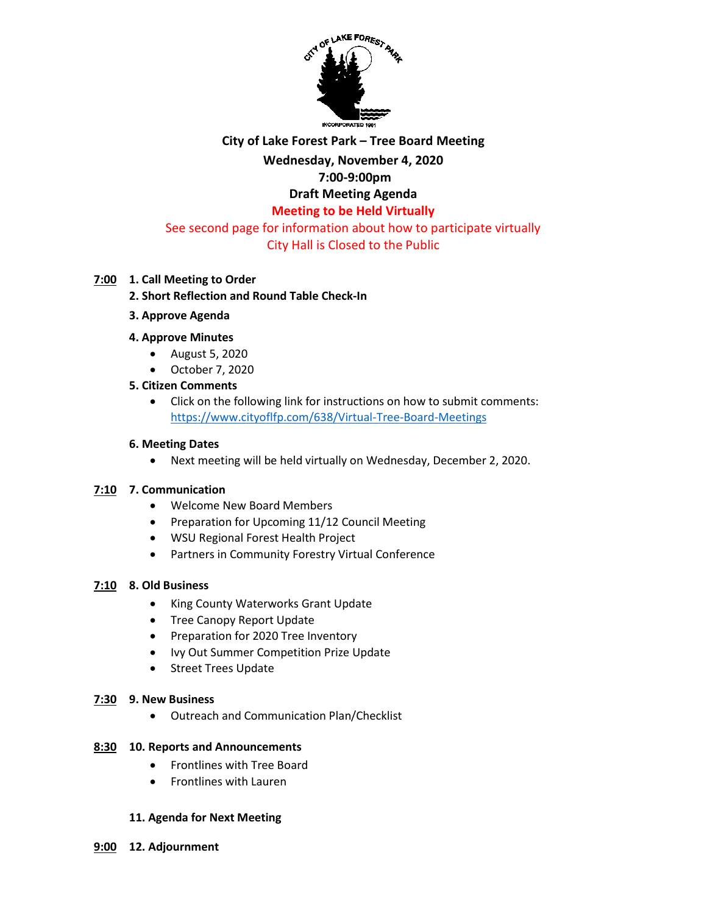# City of Lake Forest Park – Tree Board Meeting

**Wednesday, November 4, 2020**

**7:00-9:00pm**

**Draft Meeting Agenda**

**Meeting to be Held Virtually**

See second page for information about how to participate virtually

City Hall is Closed to the Public

**7:00** **1. Call Meeting to Order**

**2. Short Reflection and Round Table Check-In**

**3. Approve Agenda**

**4. Approve Minutes**

- August 5, 2020
- October 7, 2020

**5. Citizen Comments**

- Click on the following link for instructions on how to submit comments: https://www.cityoflfp.com/638/Virtual-Tree-Board-Meetings

**6. Meeting Dates**

- Next meeting will be held virtually on Wednesday, December 2, 2020.

**7:10** **7. Communication**

- Welcome New Board Members
- Preparation for Upcoming 11/12 Council Meeting
- WSU Regional Forest Health Project
- Partners in Community Forestry Virtual Conference

**7:10** **8. Old Business**

- King County Waterworks Grant Update
- Tree Canopy Report Update
- Preparation for 2020 Tree Inventory
- Ivy Out Summer Competition Prize Update
- Street Trees Update

**7:30** **9. New Business**

- Outreach and Communication Plan/Checklist

**8:30** **10. Reports and Announcements**

- Frontlines with Tree Board
- Frontlines with Lauren

**11. Agenda for Next Meeting**

**9:00** **12. Adjournment**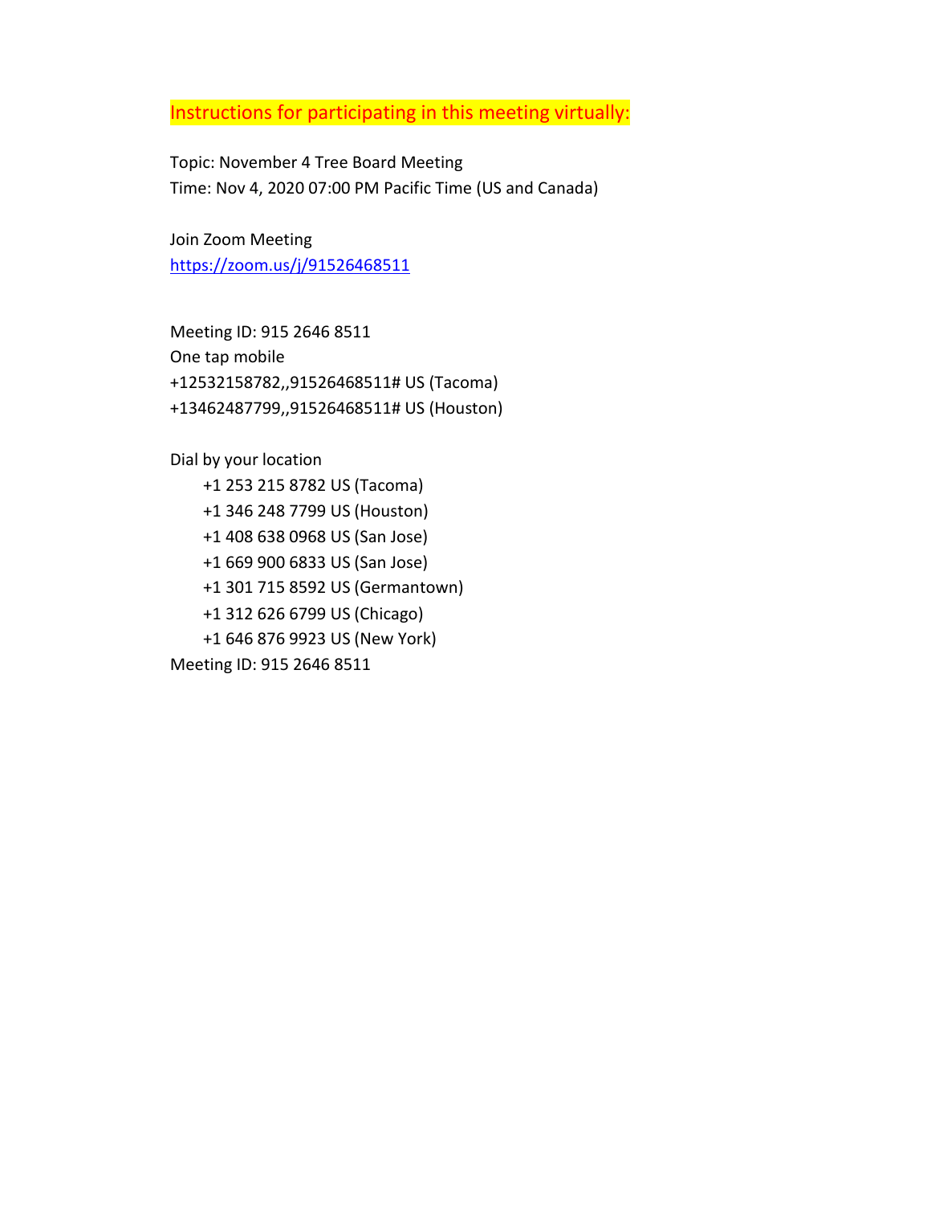## Instructions for participating in this meeting virtually:

Topic: November 4 Tree Board Meeting
Time: Nov 4, 2020 07:00 PM Pacific Time (US and Canada)

Join Zoom Meeting
https://zoom.us/j/91526468511

Meeting ID: 915 2646 8511
One tap mobile
+12532158782,,91526468511# US (Tacoma)
+13462487799,,91526468511# US (Houston)

Dial by your location
- +1 253 215 8782 US (Tacoma)
- +1 346 248 7799 US (Houston)
- +1 408 638 0968 US (San Jose)
- +1 669 900 6833 US (San Jose)
- +1 301 715 8592 US (Germantown)
- +1 312 626 6799 US (Chicago)
- +1 646 876 9923 US (New York)

Meeting ID: 915 2646 8511